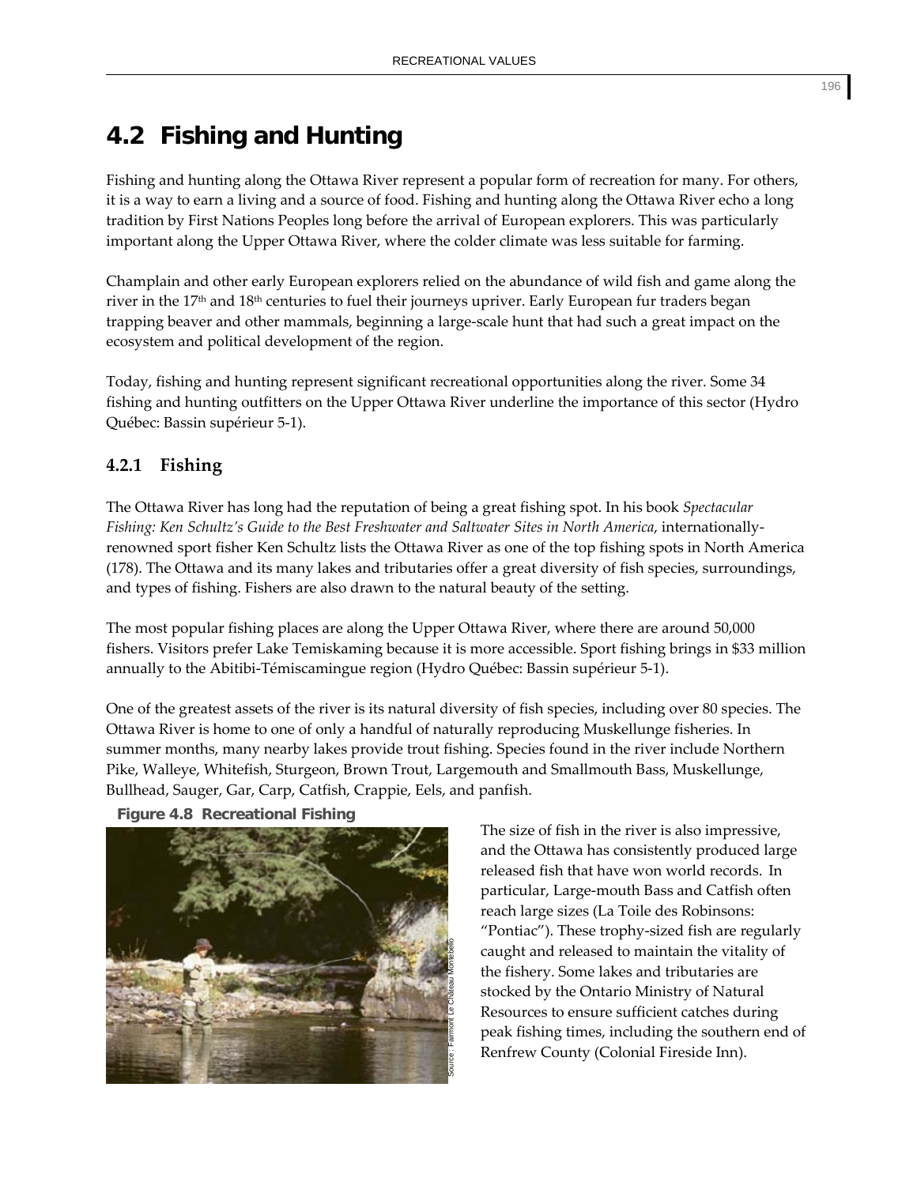## 4.2 Fishing and Hunting

Fishing and hunting along the Ottawa River represent a popular form of recreation for many. For others, it is a way to earn a living and a source of food. Fishing and hunting along the Ottawa River echo a long tradition by First Nations Peoples long before the arrival of European explorers. This was particularly important along the Upper Ottawa River, where the colder climate was less suitable for farming.

Champlain and other early European explorers relied on the abundance of wild fish and game along the river in the 17th and 18th centuries to fuel their journeys upriver. Early European fur traders began trapping beaver and other mammals, beginning a large-scale hunt that had such a great impact on the ecosystem and political development of the region.

Today, fishing and hunting represent significant recreational opportunities along the river. Some 34 fishing and hunting outfitters on the Upper Ottawa River underline the importance of this sector (Hydro Québec: Bassin supérieur 5-1).

### 4.2.1 Fishing

The Ottawa River has long had the reputation of being a great fishing spot. In his book *Spectacular Fishing: Ken Schultz's Guide to the Best Freshwater and Saltwater Sites in North America*, internationally-renowned sport fisher Ken Schultz lists the Ottawa River as one of the top fishing spots in North America (178). The Ottawa and its many lakes and tributaries offer a great diversity of fish species, surroundings, and types of fishing. Fishers are also drawn to the natural beauty of the setting.

The most popular fishing places are along the Upper Ottawa River, where there are around 50,000 fishers. Visitors prefer Lake Temiskaming because it is more accessible. Sport fishing brings in $33 million annually to the Abitibi-Témiscamingue region (Hydro Québec: Bassin supérieur 5-1).

One of the greatest assets of the river is its natural diversity of fish species, including over 80 species. The Ottawa River is home to one of only a handful of naturally reproducing Muskellunge fisheries. In summer months, many nearby lakes provide trout fishing. Species found in the river include Northern Pike, Walleye, Whitefish, Sturgeon, Brown Trout, Largemouth and Smallmouth Bass, Muskellunge, Bullhead, Sauger, Gar, Carp, Catfish, Crappie, Eels, and panfish.

**Figure 4.8 Recreational Fishing**

Source: Fairmont Le Château Montebello

The size of fish in the river is also impressive, and the Ottawa has consistently produced large released fish that have won world records. In particular, Large-mouth Bass and Catfish often reach large sizes (La Toile des Robinsons: "Pontiac"). These trophy-sized fish are regularly caught and released to maintain the vitality of the fishery. Some lakes and tributaries are stocked by the Ontario Ministry of Natural Resources to ensure sufficient catches during peak fishing times, including the southern end of Renfrew County (Colonial Fireside Inn).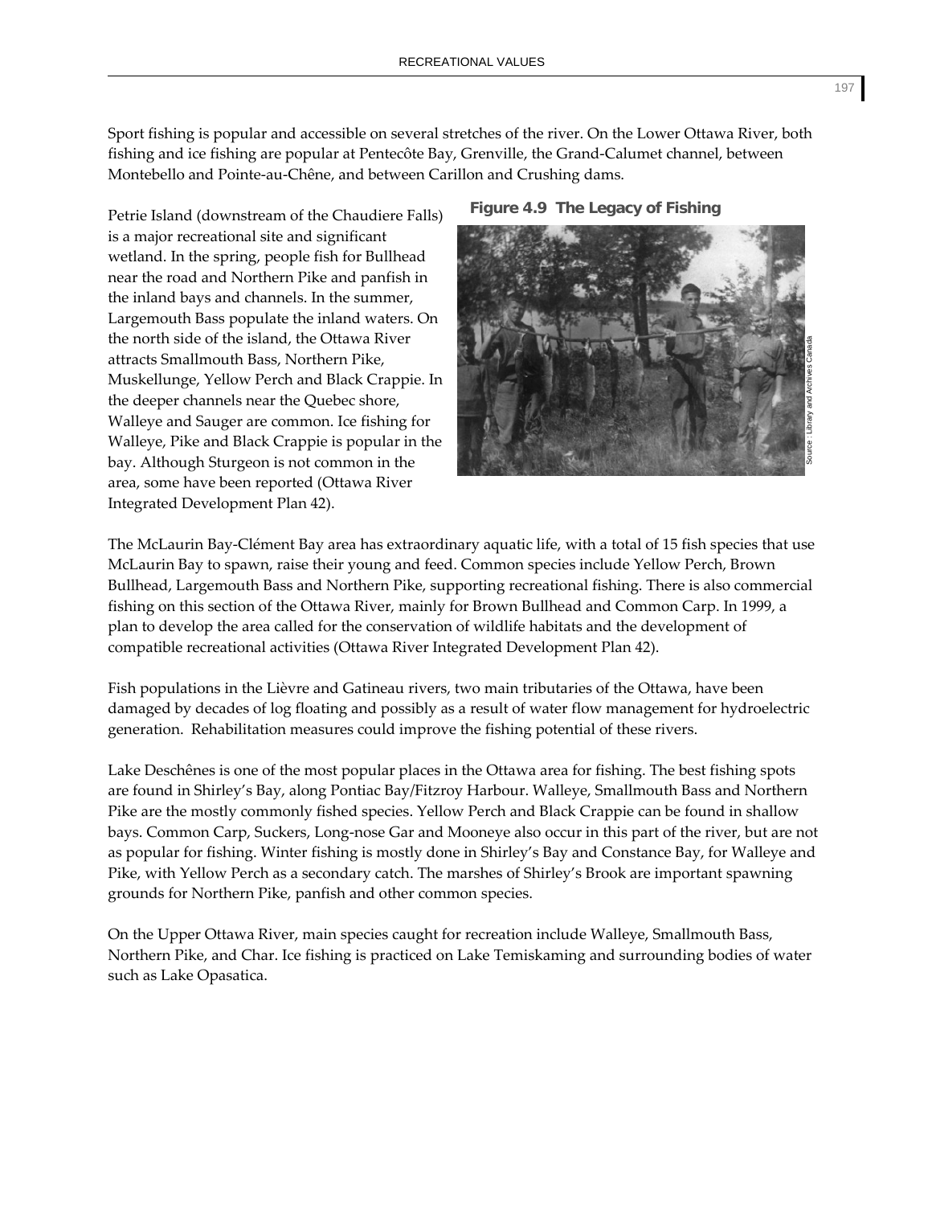Sport fishing is popular and accessible on several stretches of the river. On the Lower Ottawa River, both fishing and ice fishing are popular at Pentecôte Bay, Grenville, the Grand-Calumet channel, between Montebello and Pointe-au-Chêne, and between Carillon and Crushing dams.

Petrie Island (downstream of the Chaudiere Falls) is a major recreational site and significant wetland. In the spring, people fish for Bullhead near the road and Northern Pike and panfish in the inland bays and channels. In the summer, Largemouth Bass populate the inland waters. On the north side of the island, the Ottawa River attracts Smallmouth Bass, Northern Pike, Muskellunge, Yellow Perch and Black Crappie. In the deeper channels near the Quebec shore, Walleye and Sauger are common. Ice fishing for Walleye, Pike and Black Crappie is popular in the bay. Although Sturgeon is not common in the area, some have been reported (Ottawa River Integrated Development Plan 42).

**Figure 4.9 The Legacy of Fishing**

Source : Library and Archives Canada

The McLaurin Bay-Clément Bay area has extraordinary aquatic life, with a total of 15 fish species that use McLaurin Bay to spawn, raise their young and feed. Common species include Yellow Perch, Brown Bullhead, Largemouth Bass and Northern Pike, supporting recreational fishing. There is also commercial fishing on this section of the Ottawa River, mainly for Brown Bullhead and Common Carp. In 1999, a plan to develop the area called for the conservation of wildlife habitats and the development of compatible recreational activities (Ottawa River Integrated Development Plan 42).

Fish populations in the Lièvre and Gatineau rivers, two main tributaries of the Ottawa, have been damaged by decades of log floating and possibly as a result of water flow management for hydroelectric generation. Rehabilitation measures could improve the fishing potential of these rivers.

Lake Deschênes is one of the most popular places in the Ottawa area for fishing. The best fishing spots are found in Shirley's Bay, along Pontiac Bay/Fitzroy Harbour. Walleye, Smallmouth Bass and Northern Pike are the mostly commonly fished species. Yellow Perch and Black Crappie can be found in shallow bays. Common Carp, Suckers, Long-nose Gar and Mooneye also occur in this part of the river, but are not as popular for fishing. Winter fishing is mostly done in Shirley's Bay and Constance Bay, for Walleye and Pike, with Yellow Perch as a secondary catch. The marshes of Shirley's Brook are important spawning grounds for Northern Pike, panfish and other common species.

On the Upper Ottawa River, main species caught for recreation include Walleye, Smallmouth Bass, Northern Pike, and Char. Ice fishing is practiced on Lake Temiskaming and surrounding bodies of water such as Lake Opasatica.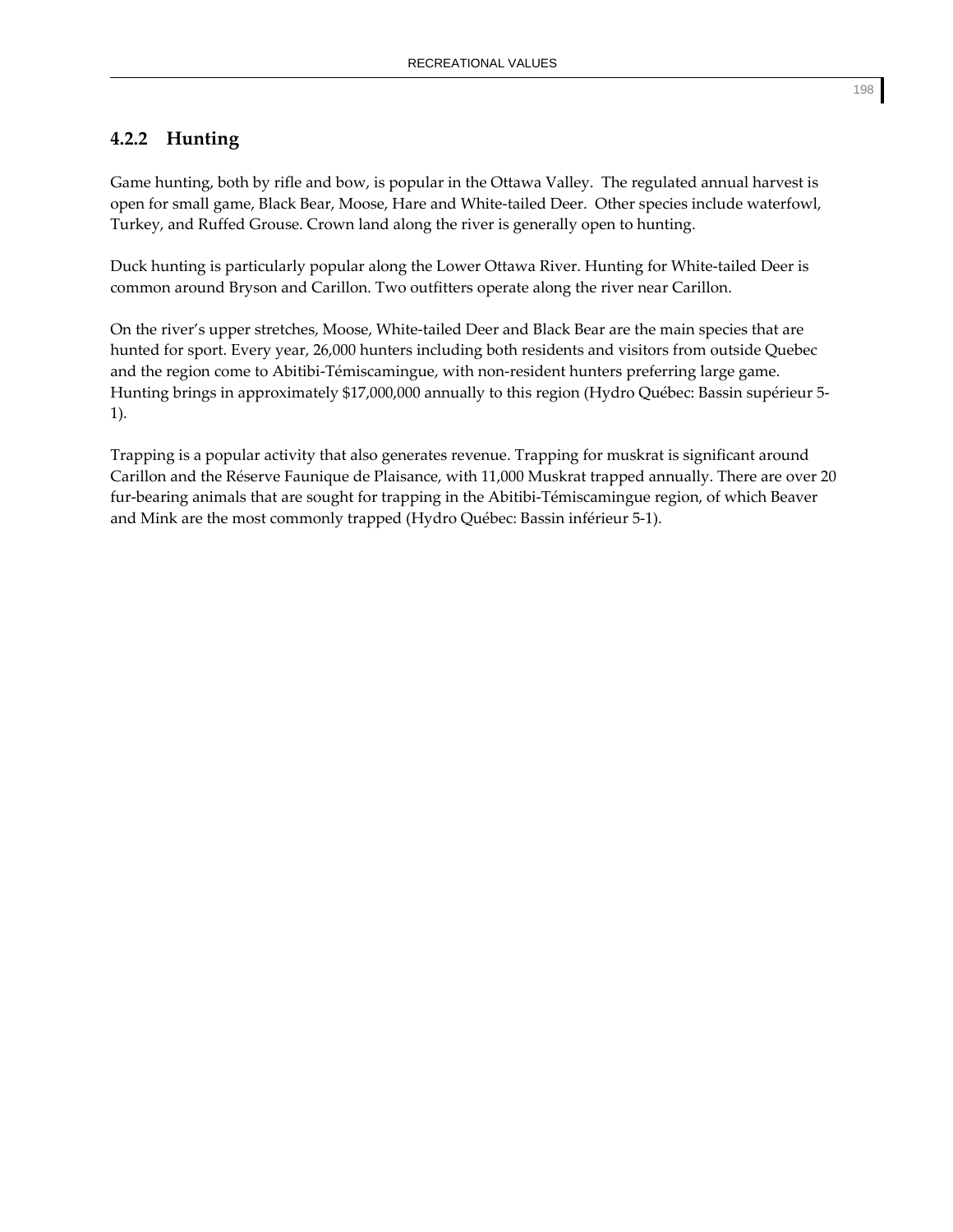### 4.2.2 Hunting

Game hunting, both by rifle and bow, is popular in the Ottawa Valley. The regulated annual harvest is open for small game, Black Bear, Moose, Hare and White-tailed Deer. Other species include waterfowl, Turkey, and Ruffed Grouse. Crown land along the river is generally open to hunting.

Duck hunting is particularly popular along the Lower Ottawa River. Hunting for White-tailed Deer is common around Bryson and Carillon. Two outfitters operate along the river near Carillon.

On the river's upper stretches, Moose, White-tailed Deer and Black Bear are the main species that are hunted for sport. Every year, 26,000 hunters including both residents and visitors from outside Quebec and the region come to Abitibi-Témiscamingue, with non-resident hunters preferring large game. Hunting brings in approximately $17,000,000 annually to this region (Hydro Québec: Bassin supérieur 5-1).

Trapping is a popular activity that also generates revenue. Trapping for muskrat is significant around Carillon and the Réserve Faunique de Plaisance, with 11,000 Muskrat trapped annually. There are over 20 fur-bearing animals that are sought for trapping in the Abitibi-Témiscamingue region, of which Beaver and Mink are the most commonly trapped (Hydro Québec: Bassin inférieur 5-1).